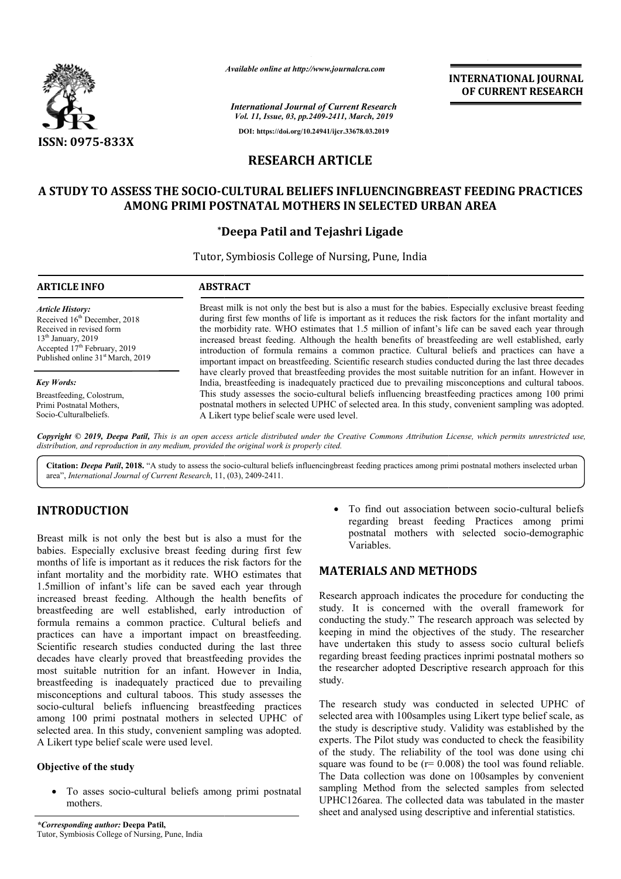*Available online at http://www.journalcra.com*

*International Journal of Current Research*
*Vol. 11, Issue, 03, pp.2409-2411, March, 2019*

**DOI: https://doi.org/10.24941/ijcr.33678.03.2019**

**INTERNATIONAL JOURNAL OF CURRENT RESEARCH**

**ISSN: 0975-833X**

# RESEARCH ARTICLE

# A STUDY TO ASSESS THE SOCIO-CULTURAL BELIEFS INFLUENCINGBREAST FEEDING PRACTICES AMONG PRIMI POSTNATAL MOTHERS IN SELECTED URBAN AREA

**\*Deepa Patil and Tejashri Ligade**

Tutor, Symbiosis College of Nursing, Pune, India

**ARTICLE INFO**

*Article History:*
Received 16th December, 2018
Received in revised form
13th January, 2019
Accepted 17th February, 2019
Published online 31st March, 2019

*Key Words:*
Breastfeeding, Colostrum, Primi Postnatal Mothers, Socio-Culturalbeliefs.

**ABSTRACT**

Breast milk is not only the best but is also a must for the babies. Especially exclusive breast feeding during first few months of life is important as it reduces the risk factors for the infant mortality and the morbidity rate. WHO estimates that 1.5 million of infant's life can be saved each year through increased breast feeding. Although the health benefits of breastfeeding are well established, early introduction of formula remains a common practice. Cultural beliefs and practices can have a important impact on breastfeeding. Scientific research studies conducted during the last three decades have clearly proved that breastfeeding provides the most suitable nutrition for an infant. However in India, breastfeeding is inadequately practiced due to prevailing misconceptions and cultural taboos. This study assesses the socio-cultural beliefs influencing breastfeeding practices among 100 primi postnatal mothers in selected UPHC of selected area. In this study, convenient sampling was adopted. A Likert type belief scale were used level.

*Copyright © 2019, Deepa Patil, This is an open access article distributed under the Creative Commons Attribution License, which permits unrestricted use, distribution, and reproduction in any medium, provided the original work is properly cited.*

**Citation:** *Deepa Patil*, **2018.** "A study to assess the socio-cultural beliefs influencingbreast feeding practices among primi postnatal mothers inselected urban area", *International Journal of Current Research*, 11, (03), 2409-2411.

## INTRODUCTION

Breast milk is not only the best but is also a must for the babies. Especially exclusive breast feeding during first few months of life is important as it reduces the risk factors for the infant mortality and the morbidity rate. WHO estimates that 1.5million of infant's life can be saved each year through increased breast feeding. Although the health benefits of breastfeeding are well established, early introduction of formula remains a common practice. Cultural beliefs and practices can have a important impact on breastfeeding. Scientific research studies conducted during the last three decades have clearly proved that breastfeeding provides the most suitable nutrition for an infant. However in India, breastfeeding is inadequately practiced due to prevailing misconceptions and cultural taboos. This study assesses the socio-cultural beliefs influencing breastfeeding practices among 100 primi postnatal mothers in selected UPHC of selected area. In this study, convenient sampling was adopted. A Likert type belief scale were used level.

### Objective of the study

- To asses socio-cultural beliefs among primi postnatal mothers.
- To find out association between socio-cultural beliefs regarding breast feeding Practices among primi postnatal mothers with selected socio-demographic Variables.

## MATERIALS AND METHODS

Research approach indicates the procedure for conducting the study. It is concerned with the overall framework for conducting the study." The research approach was selected by keeping in mind the objectives of the study. The researcher have undertaken this study to assess socio cultural beliefs regarding breast feeding practices inprimi postnatal mothers so the researcher adopted Descriptive research approach for this study.

The research study was conducted in selected UPHC of selected area with 100samples using Likert type belief scale, as the study is descriptive study. Validity was established by the experts. The Pilot study was conducted to check the feasibility of the study. The reliability of the tool was done using chi square was found to be ($r = 0.008$) the tool was found reliable. The Data collection was done on 100samples by convenient sampling Method from the selected samples from selected UPHC126area. The collected data was tabulated in the master sheet and analysed using descriptive and inferential statistics.

*\*Corresponding author:* **Deepa Patil,**
Tutor, Symbiosis College of Nursing, Pune, India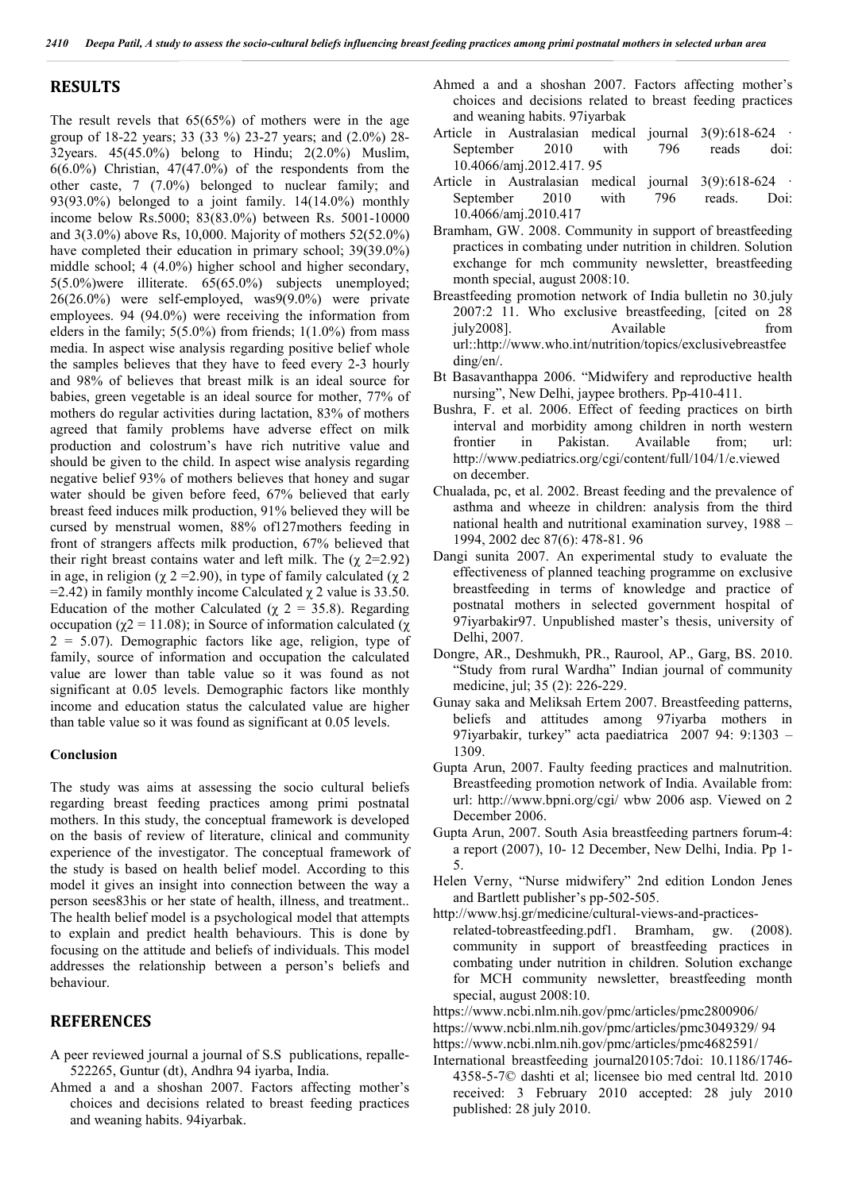## RESULTS

The result revels that 65(65%) of mothers were in the age group of 18-22 years; 33 (33 %) 23-27 years; and (2.0%) 28-32years. 45(45.0%) belong to Hindu; 2(2.0%) Muslim, 6(6.0%) Christian, 47(47.0%) of the respondents from the other caste, 7 (7.0%) belonged to nuclear family; and 93(93.0%) belonged to a joint family. 14(14.0%) monthly income below Rs.5000; 83(83.0%) between Rs. 5001-10000 and 3(3.0%) above Rs, 10,000. Majority of mothers 52(52.0%) have completed their education in primary school; 39(39.0%) middle school; 4 (4.0%) higher school and higher secondary, 5(5.0%)were illiterate. 65(65.0%) subjects unemployed; 26(26.0%) were self-employed, was9(9.0%) were private employees. 94 (94.0%) were receiving the information from elders in the family; 5(5.0%) from friends; 1(1.0%) from mass media. In aspect wise analysis regarding positive belief whole the samples believes that they have to feed every 2-3 hourly and 98% of believes that breast milk is an ideal source for babies, green vegetable is an ideal source for mother, 77% of mothers do regular activities during lactation, 83% of mothers agreed that family problems have adverse effect on milk production and colostrum's have rich nutritive value and should be given to the child. In aspect wise analysis regarding negative belief 93% of mothers believes that honey and sugar water should be given before feed, 67% believed that early breast feed induces milk production, 91% believed they will be cursed by menstrual women, 88% of127mothers feeding in front of strangers affects milk production, 67% believed that their right breast contains water and left milk. The ($\chi$ 2=2.92) in age, in religion ($\chi$ 2 =2.90), in type of family calculated ($\chi$ 2 =2.42) in family monthly income Calculated $\chi$ 2 value is 33.50. Education of the mother Calculated ($\chi$ 2 = 35.8). Regarding occupation ($\chi$2 = 11.08); in Source of information calculated ($\chi$ 2 = 5.07). Demographic factors like age, religion, type of family, source of information and occupation the calculated value are lower than table value so it was found as not significant at 0.05 levels. Demographic factors like monthly income and education status the calculated value are higher than table value so it was found as significant at 0.05 levels.

### Conclusion

The study was aims at assessing the socio cultural beliefs regarding breast feeding practices among primi postnatal mothers. In this study, the conceptual framework is developed on the basis of review of literature, clinical and community experience of the investigator. The conceptual framework of the study is based on health belief model. According to this model it gives an insight into connection between the way a person sees83his or her state of health, illness, and treatment.. The health belief model is a psychological model that attempts to explain and predict health behaviours. This is done by focusing on the attitude and beliefs of individuals. This model addresses the relationship between a person's beliefs and behaviour.

## REFERENCES

A peer reviewed journal a journal of S.S publications, repalle-522265, Guntur (dt), Andhra 94 iyarba, India.

Ahmed a and a shoshan 2007. Factors affecting mother's choices and decisions related to breast feeding practices and weaning habits. 94iyarbak.

Ahmed a and a shoshan 2007. Factors affecting mother's choices and decisions related to breast feeding practices and weaning habits. 97iyarbak

Article in Australasian medical journal 3(9):618-624 · September 2010 with 796 reads doi: 10.4066/amj.2012.417. 95

Article in Australasian medical journal 3(9):618-624 · September 2010 with 796 reads. Doi: 10.4066/amj.2010.417

Bramham, GW. 2008. Community in support of breastfeeding practices in combating under nutrition in children. Solution exchange for mch community newsletter, breastfeeding month special, august 2008:10.

Breastfeeding promotion network of India bulletin no 30.july 2007:2 11. Who exclusive breastfeeding, [cited on 28 july2008]. Available from url::http://www.who.int/nutrition/topics/exclusivebreastfeeding/en/.

Bt Basavanthappa 2006. "Midwifery and reproductive health nursing", New Delhi, jaypee brothers. Pp-410-411.

Bushra, F. et al. 2006. Effect of feeding practices on birth interval and morbidity among children in north western frontier in Pakistan. Available from; url: http://www.pediatrics.org/cgi/content/full/104/1/e.viewed on december.

Chualada, pc, et al. 2002. Breast feeding and the prevalence of asthma and wheeze in children: analysis from the third national health and nutritional examination survey, 1988 – 1994, 2002 dec 87(6): 478-81. 96

Dangi sunita 2007. An experimental study to evaluate the effectiveness of planned teaching programme on exclusive breastfeeding in terms of knowledge and practice of postnatal mothers in selected government hospital of 97iyarbakir97. Unpublished master's thesis, university of Delhi, 2007.

Dongre, AR., Deshmukh, PR., Raurool, AP., Garg, BS. 2010. "Study from rural Wardha" Indian journal of community medicine, jul; 35 (2): 226-229.

Gunay saka and Meliksah Ertem 2007. Breastfeeding patterns, beliefs and attitudes among 97iyarba mothers in 97iyarbakir, turkey" acta paediatrica 2007 94: 9:1303 – 1309.

Gupta Arun, 2007. Faulty feeding practices and malnutrition. Breastfeeding promotion network of India. Available from: url: http://www.bpni.org/cgi/ wbw 2006 asp. Viewed on 2 December 2006.

Gupta Arun, 2007. South Asia breastfeeding partners forum-4: a report (2007), 10- 12 December, New Delhi, India. Pp 1-5.

Helen Verny, "Nurse midwifery" 2nd edition London Jenes and Bartlett publisher's pp-502-505.

http://www.hsj.gr/medicine/cultural-views-and-practices-related-tobreastfeeding.pdf1. Bramham, gw. (2008). community in support of breastfeeding practices in combating under nutrition in children. Solution exchange for MCH community newsletter, breastfeeding month special, august 2008:10.

https://www.ncbi.nlm.nih.gov/pmc/articles/pmc2800906/

https://www.ncbi.nlm.nih.gov/pmc/articles/pmc3049329/ 94

https://www.ncbi.nlm.nih.gov/pmc/articles/pmc4682591/

International breastfeeding journal20105:7doi: 10.1186/1746-4358-5-7© dashti et al; licensee bio med central ltd. 2010 received: 3 February 2010 accepted: 28 july 2010 published: 28 july 2010.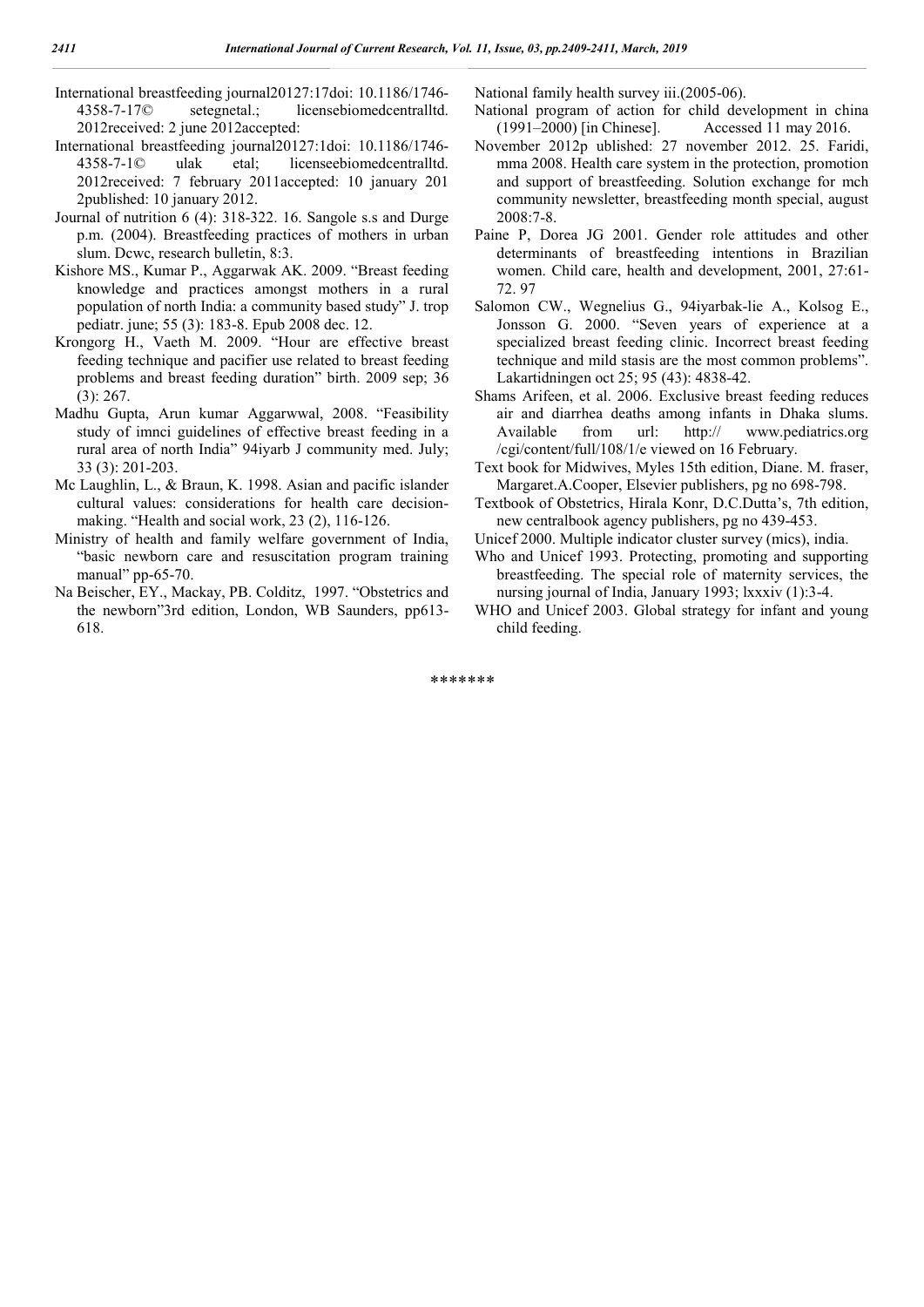International breastfeeding journal20127:17doi: 10.1186/1746-4358-7-17© setegnetal.; licensebiomedcentralltd. 2012received: 2 june 2012accepted:

International breastfeeding journal20127:1doi: 10.1186/1746-4358-7-1© ulak etal; licenseebiomedcentralltd. 2012received: 7 february 2011accepted: 10 january 201 2published: 10 january 2012.

Journal of nutrition 6 (4): 318-322. 16. Sangole s.s and Durge p.m. (2004). Breastfeeding practices of mothers in urban slum. Dcwc, research bulletin, 8:3.

Kishore MS., Kumar P., Aggarwak AK. 2009. "Breast feeding knowledge and practices amongst mothers in a rural population of north India: a community based study" J. trop pediatr. june; 55 (3): 183-8. Epub 2008 dec. 12.

Krongorg H., Vaeth M. 2009. "Hour are effective breast feeding technique and pacifier use related to breast feeding problems and breast feeding duration" birth. 2009 sep; 36 (3): 267.

Madhu Gupta, Arun kumar Aggarwwal, 2008. "Feasibility study of imnci guidelines of effective breast feeding in a rural area of north India" 94iyarb J community med. July; 33 (3): 201-203.

Mc Laughlin, L., & Braun, K. 1998. Asian and pacific islander cultural values: considerations for health care decision-making. "Health and social work, 23 (2), 116-126.

Ministry of health and family welfare government of India, "basic newborn care and resuscitation program training manual" pp-65-70.

Na Beischer, EY., Mackay, PB. Colditz, 1997. "Obstetrics and the newborn"3rd edition, London, WB Saunders, pp613-618.

National family health survey iii.(2005-06).

National program of action for child development in china (1991–2000) [in Chinese]. Accessed 11 may 2016.

November 2012p ublished: 27 november 2012. 25. Faridi, mma 2008. Health care system in the protection, promotion and support of breastfeeding. Solution exchange for mch community newsletter, breastfeeding month special, august 2008:7-8.

Paine P, Dorea JG 2001. Gender role attitudes and other determinants of breastfeeding intentions in Brazilian women. Child care, health and development, 2001, 27:61-72. 97

Salomon CW., Wegnelius G., 94iyarbak-lie A., Kolsog E., Jonsson G. 2000. "Seven years of experience at a specialized breast feeding clinic. Incorrect breast feeding technique and mild stasis are the most common problems". Lakartidningen oct 25; 95 (43): 4838-42.

Shams Arifeen, et al. 2006. Exclusive breast feeding reduces air and diarrhea deaths among infants in Dhaka slums. Available from url: http:// www.pediatrics.org /cgi/content/full/108/1/e viewed on 16 February.

Text book for Midwives, Myles 15th edition, Diane. M. fraser, Margaret.A.Cooper, Elsevier publishers, pg no 698-798.

Textbook of Obstetrics, Hirala Konr, D.C.Dutta's, 7th edition, new centralbook agency publishers, pg no 439-453.

Unicef 2000. Multiple indicator cluster survey (mics), india.

Who and Unicef 1993. Protecting, promoting and supporting breastfeeding. The special role of maternity services, the nursing journal of India, January 1993; lxxxiv (1):3-4.

WHO and Unicef 2003. Global strategy for infant and young child feeding.

*******